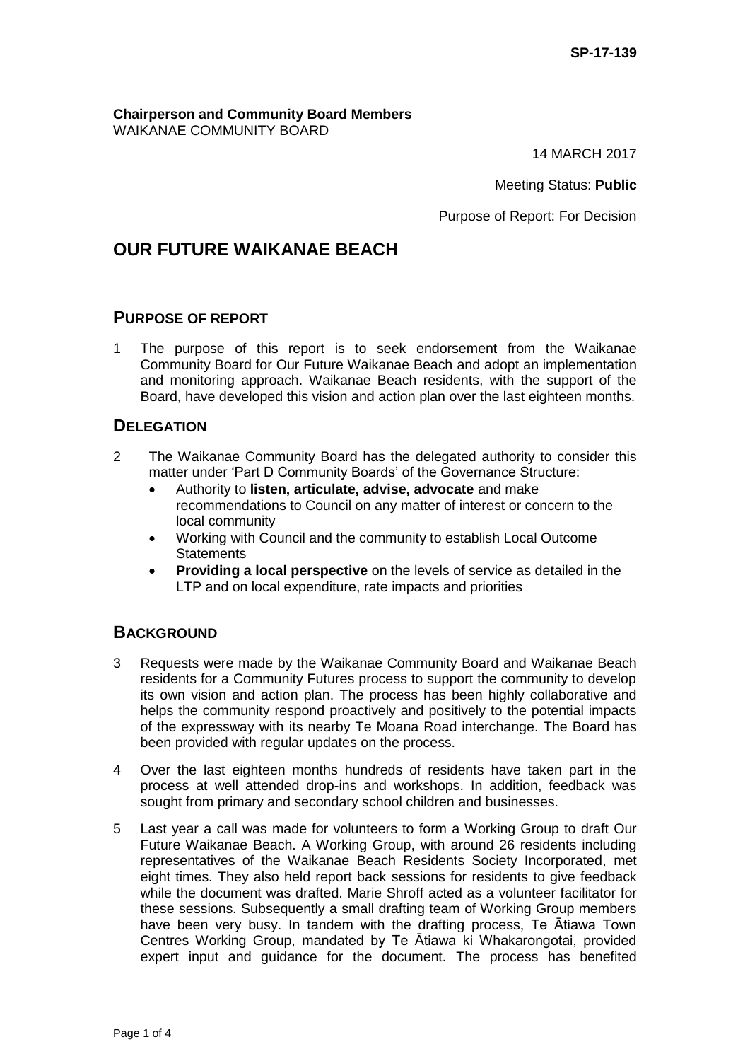SP-17-139

**Chairperson and Community Board Members**
WAIKANAE COMMUNITY BOARD

14 MARCH 2017

Meeting Status: **Public**

Purpose of Report: For Decision

# OUR FUTURE WAIKANAE BEACH

## PURPOSE OF REPORT

1 The purpose of this report is to seek endorsement from the Waikanae Community Board for Our Future Waikanae Beach and adopt an implementation and monitoring approach. Waikanae Beach residents, with the support of the Board, have developed this vision and action plan over the last eighteen months.

## DELEGATION

2 The Waikanae Community Board has the delegated authority to consider this matter under 'Part D Community Boards' of the Governance Structure:

- Authority to **listen, articulate, advise, advocate** and make recommendations to Council on any matter of interest or concern to the local community
- Working with Council and the community to establish Local Outcome Statements
- **Providing a local perspective** on the levels of service as detailed in the LTP and on local expenditure, rate impacts and priorities

## BACKGROUND

3 Requests were made by the Waikanae Community Board and Waikanae Beach residents for a Community Futures process to support the community to develop its own vision and action plan. The process has been highly collaborative and helps the community respond proactively and positively to the potential impacts of the expressway with its nearby Te Moana Road interchange. The Board has been provided with regular updates on the process.

4 Over the last eighteen months hundreds of residents have taken part in the process at well attended drop-ins and workshops. In addition, feedback was sought from primary and secondary school children and businesses.

5 Last year a call was made for volunteers to form a Working Group to draft Our Future Waikanae Beach. A Working Group, with around 26 residents including representatives of the Waikanae Beach Residents Society Incorporated, met eight times. They also held report back sessions for residents to give feedback while the document was drafted. Marie Shroff acted as a volunteer facilitator for these sessions. Subsequently a small drafting team of Working Group members have been very busy. In tandem with the drafting process, Te Ātiawa Town Centres Working Group, mandated by Te Ātiawa ki Whakarongotai, provided expert input and guidance for the document. The process has benefited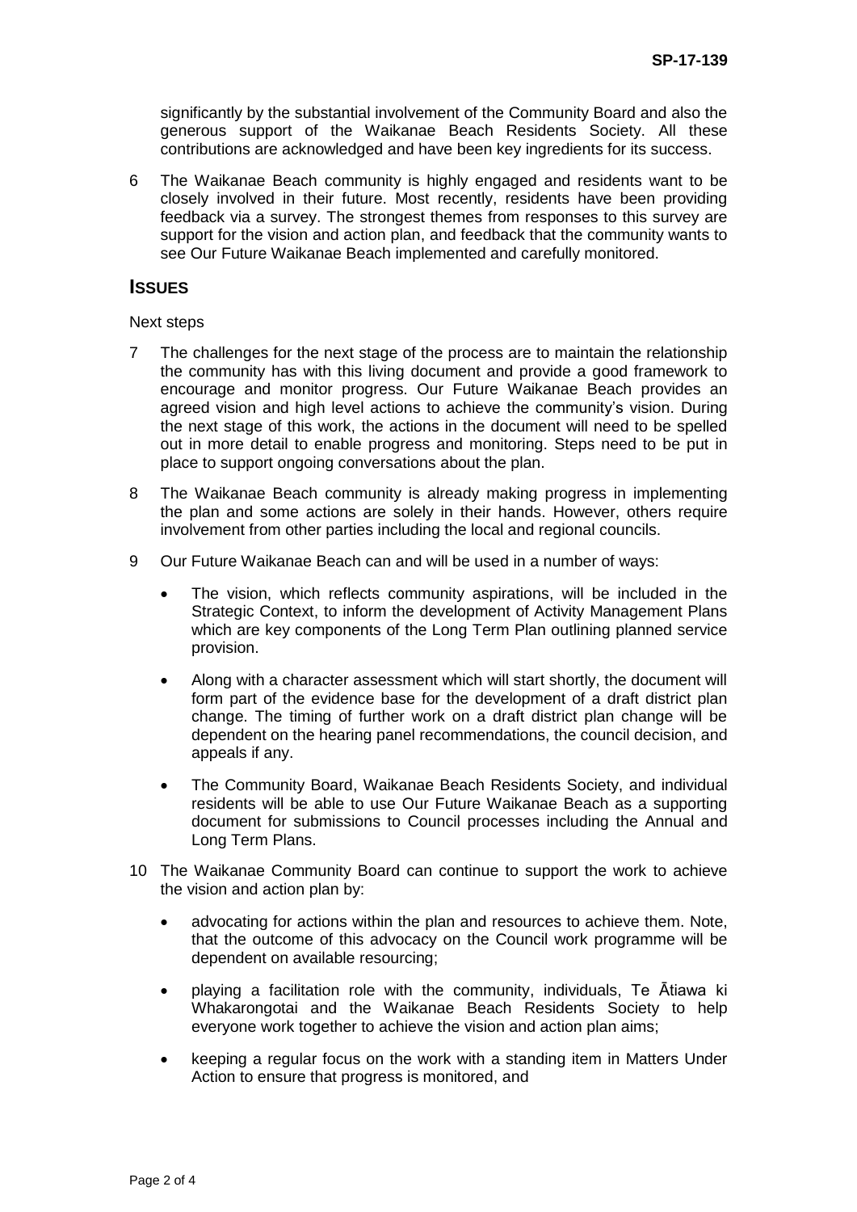significantly by the substantial involvement of the Community Board and also the generous support of the Waikanae Beach Residents Society. All these contributions are acknowledged and have been key ingredients for its success.

6 The Waikanae Beach community is highly engaged and residents want to be closely involved in their future. Most recently, residents have been providing feedback via a survey. The strongest themes from responses to this survey are support for the vision and action plan, and feedback that the community wants to see Our Future Waikanae Beach implemented and carefully monitored.

## ISSUES

Next steps

7 The challenges for the next stage of the process are to maintain the relationship the community has with this living document and provide a good framework to encourage and monitor progress. Our Future Waikanae Beach provides an agreed vision and high level actions to achieve the community's vision. During the next stage of this work, the actions in the document will need to be spelled out in more detail to enable progress and monitoring. Steps need to be put in place to support ongoing conversations about the plan.

8 The Waikanae Beach community is already making progress in implementing the plan and some actions are solely in their hands. However, others require involvement from other parties including the local and regional councils.

9 Our Future Waikanae Beach can and will be used in a number of ways:

- The vision, which reflects community aspirations, will be included in the Strategic Context, to inform the development of Activity Management Plans which are key components of the Long Term Plan outlining planned service provision.
- Along with a character assessment which will start shortly, the document will form part of the evidence base for the development of a draft district plan change. The timing of further work on a draft district plan change will be dependent on the hearing panel recommendations, the council decision, and appeals if any.
- The Community Board, Waikanae Beach Residents Society, and individual residents will be able to use Our Future Waikanae Beach as a supporting document for submissions to Council processes including the Annual and Long Term Plans.

10 The Waikanae Community Board can continue to support the work to achieve the vision and action plan by:

- advocating for actions within the plan and resources to achieve them. Note, that the outcome of this advocacy on the Council work programme will be dependent on available resourcing;
- playing a facilitation role with the community, individuals, Te Ātiawa ki Whakarongotai and the Waikanae Beach Residents Society to help everyone work together to achieve the vision and action plan aims;
- keeping a regular focus on the work with a standing item in Matters Under Action to ensure that progress is monitored, and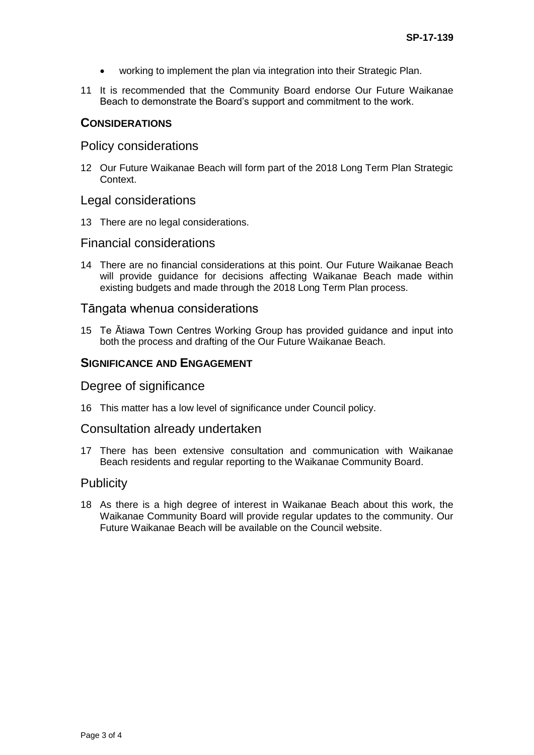- working to implement the plan via integration into their Strategic Plan.

11 It is recommended that the Community Board endorse Our Future Waikanae Beach to demonstrate the Board's support and commitment to the work.

## CONSIDERATIONS

### Policy considerations

12 Our Future Waikanae Beach will form part of the 2018 Long Term Plan Strategic Context.

### Legal considerations

13 There are no legal considerations.

### Financial considerations

14 There are no financial considerations at this point. Our Future Waikanae Beach will provide guidance for decisions affecting Waikanae Beach made within existing budgets and made through the 2018 Long Term Plan process.

### Tāngata whenua considerations

15 Te Ātiawa Town Centres Working Group has provided guidance and input into both the process and drafting of the Our Future Waikanae Beach.

## SIGNIFICANCE AND ENGAGEMENT

### Degree of significance

16 This matter has a low level of significance under Council policy.

### Consultation already undertaken

17 There has been extensive consultation and communication with Waikanae Beach residents and regular reporting to the Waikanae Community Board.

### Publicity

18 As there is a high degree of interest in Waikanae Beach about this work, the Waikanae Community Board will provide regular updates to the community. Our Future Waikanae Beach will be available on the Council website.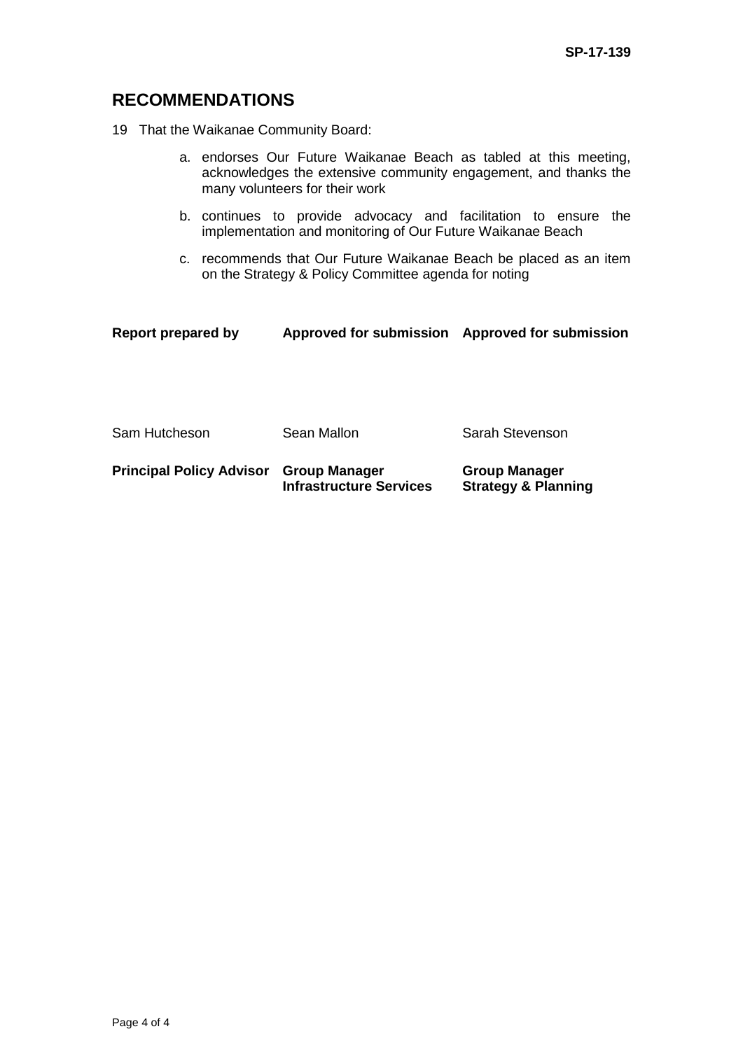## RECOMMENDATIONS

19 That the Waikanae Community Board:

a. endorses Our Future Waikanae Beach as tabled at this meeting, acknowledges the extensive community engagement, and thanks the many volunteers for their work

b. continues to provide advocacy and facilitation to ensure the implementation and monitoring of Our Future Waikanae Beach

c. recommends that Our Future Waikanae Beach be placed as an item on the Strategy & Policy Committee agenda for noting

| **Report prepared by** | **Approved for submission** | **Approved for submission** |
|---|---|---|
| Sam Hutcheson | Sean Mallon | Sarah Stevenson |
| **Principal Policy Advisor** | **Group Manager Infrastructure Services** | **Group Manager Strategy & Planning** |